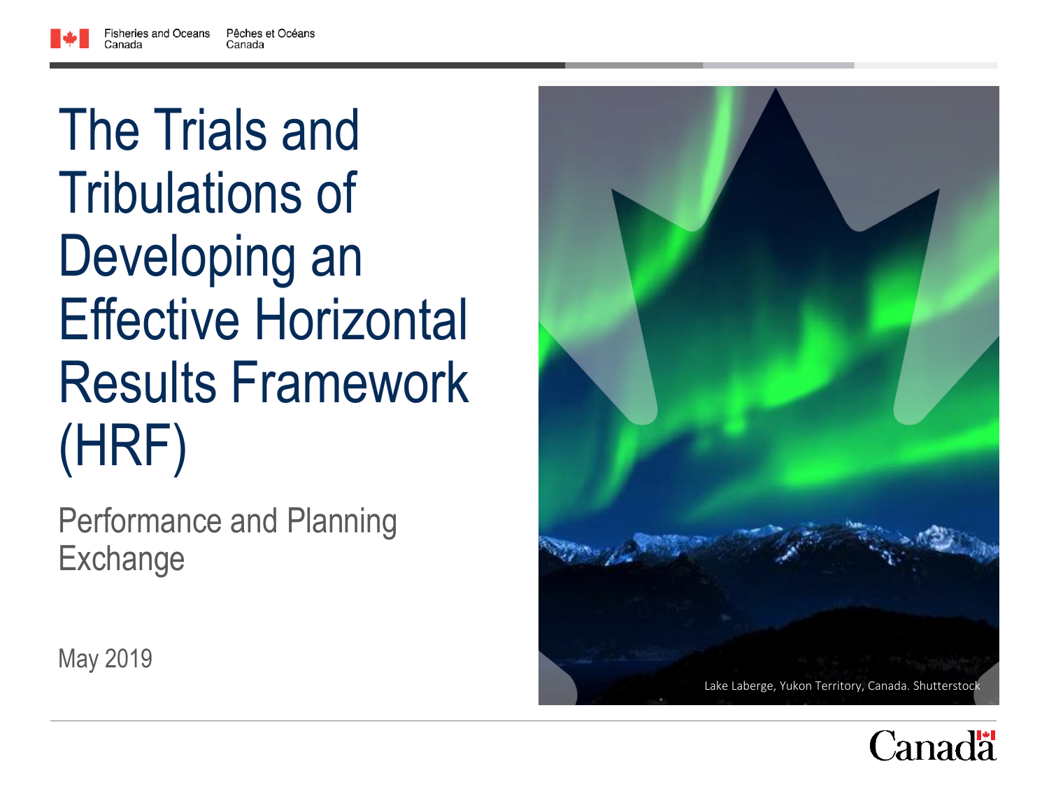Fisheries and Oceans Canada | Pêches et Océans Canada

# The Trials and Tribulations of Developing an Effective Horizontal Results Framework (HRF)

## Performance and Planning Exchange

May 2019

Lake Laberge, Yukon Territory, Canada. Shutterstock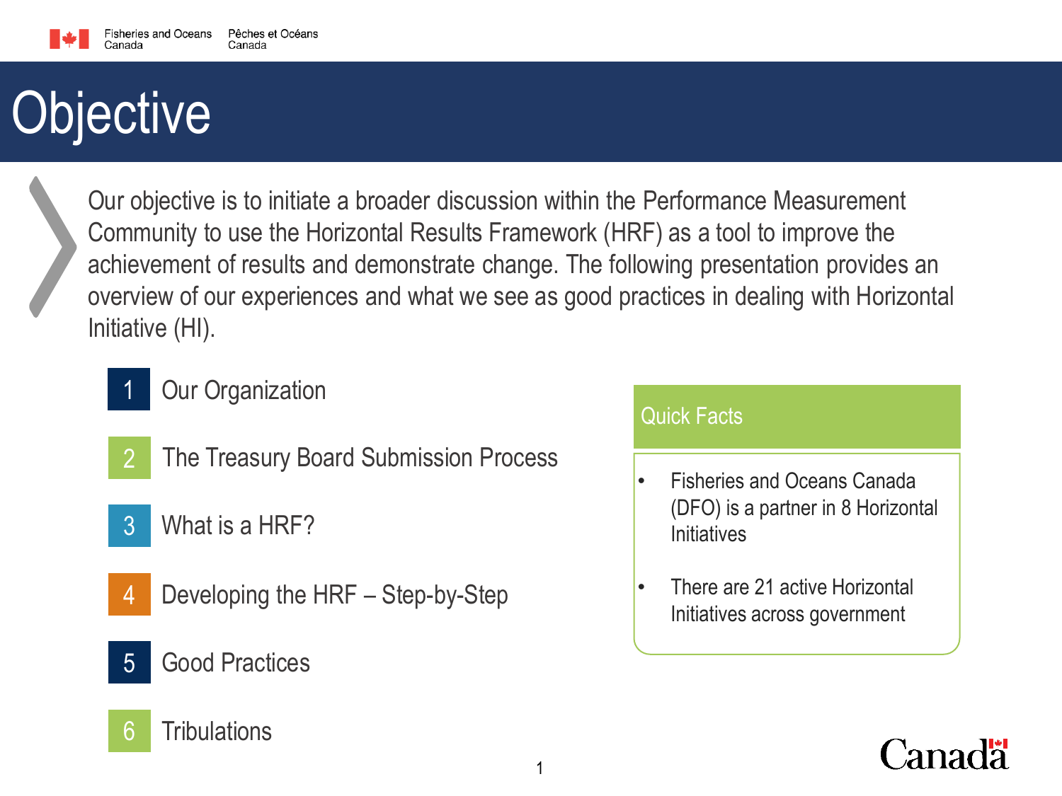# Objective

Our objective is to initiate a broader discussion within the Performance Measurement Community to use the Horizontal Results Framework (HRF) as a tool to improve the achievement of results and demonstrate change. The following presentation provides an overview of our experiences and what we see as good practices in dealing with Horizontal Initiative (HI).

1. Our Organization
2. The Treasury Board Submission Process
3. What is a HRF?
4. Developing the HRF – Step-by-Step
5. Good Practices
6. Tribulations

**Quick Facts**

- Fisheries and Oceans Canada (DFO) is a partner in 8 Horizontal Initiatives
- There are 21 active Horizontal Initiatives across government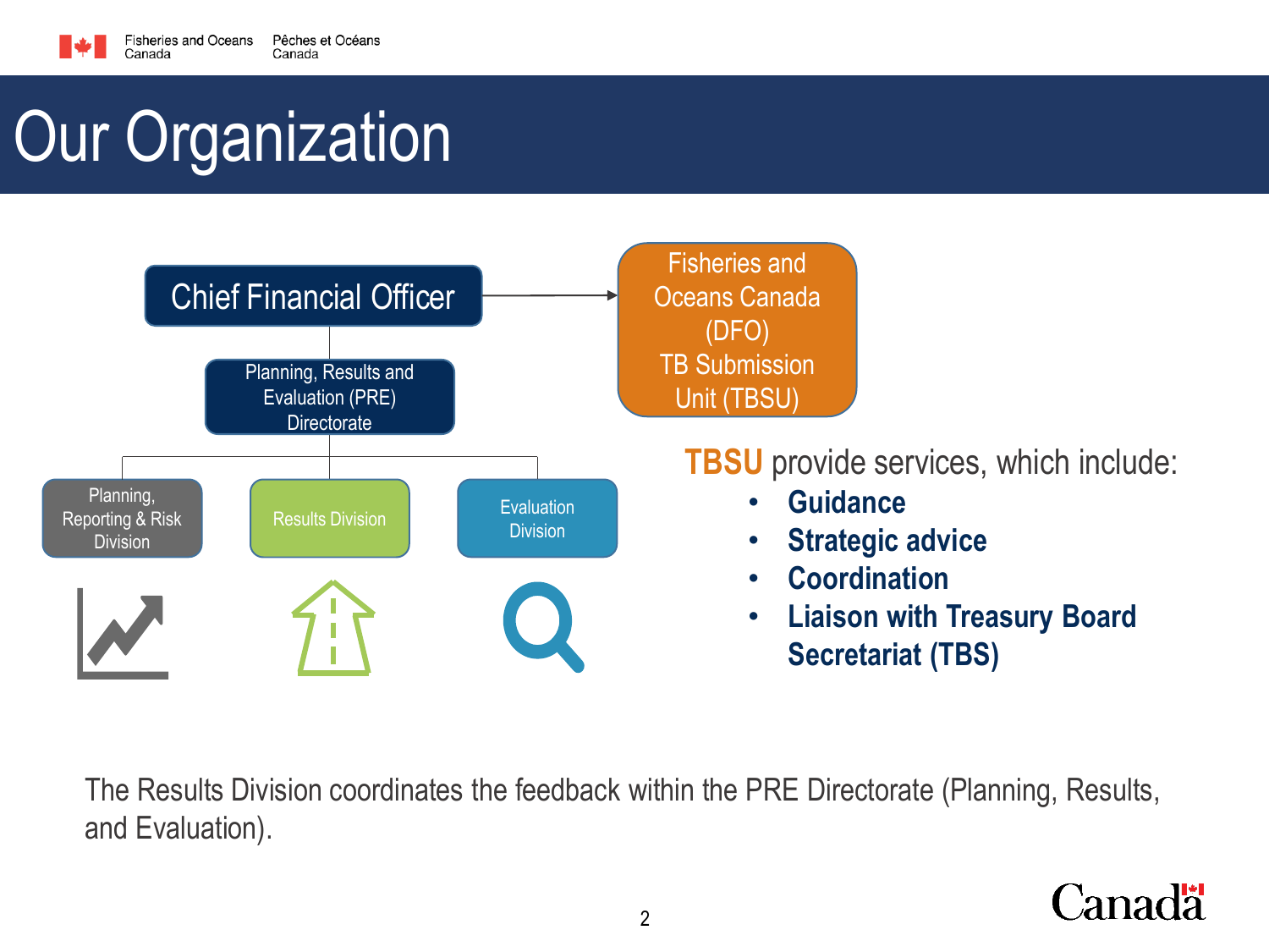# Our Organization

- Chief Financial Officer → Fisheries and Oceans Canada (DFO) TB Submission Unit (TBSU)
  - Planning, Results and Evaluation (PRE) Directorate
    - Planning, Reporting & Risk Division
    - Results Division
    - Evaluation Division

**TBSU** provide services, which include:

- **Guidance**
- **Strategic advice**
- **Coordination**
- **Liaison with Treasury Board Secretariat (TBS)**

The Results Division coordinates the feedback within the PRE Directorate (Planning, Results, and Evaluation).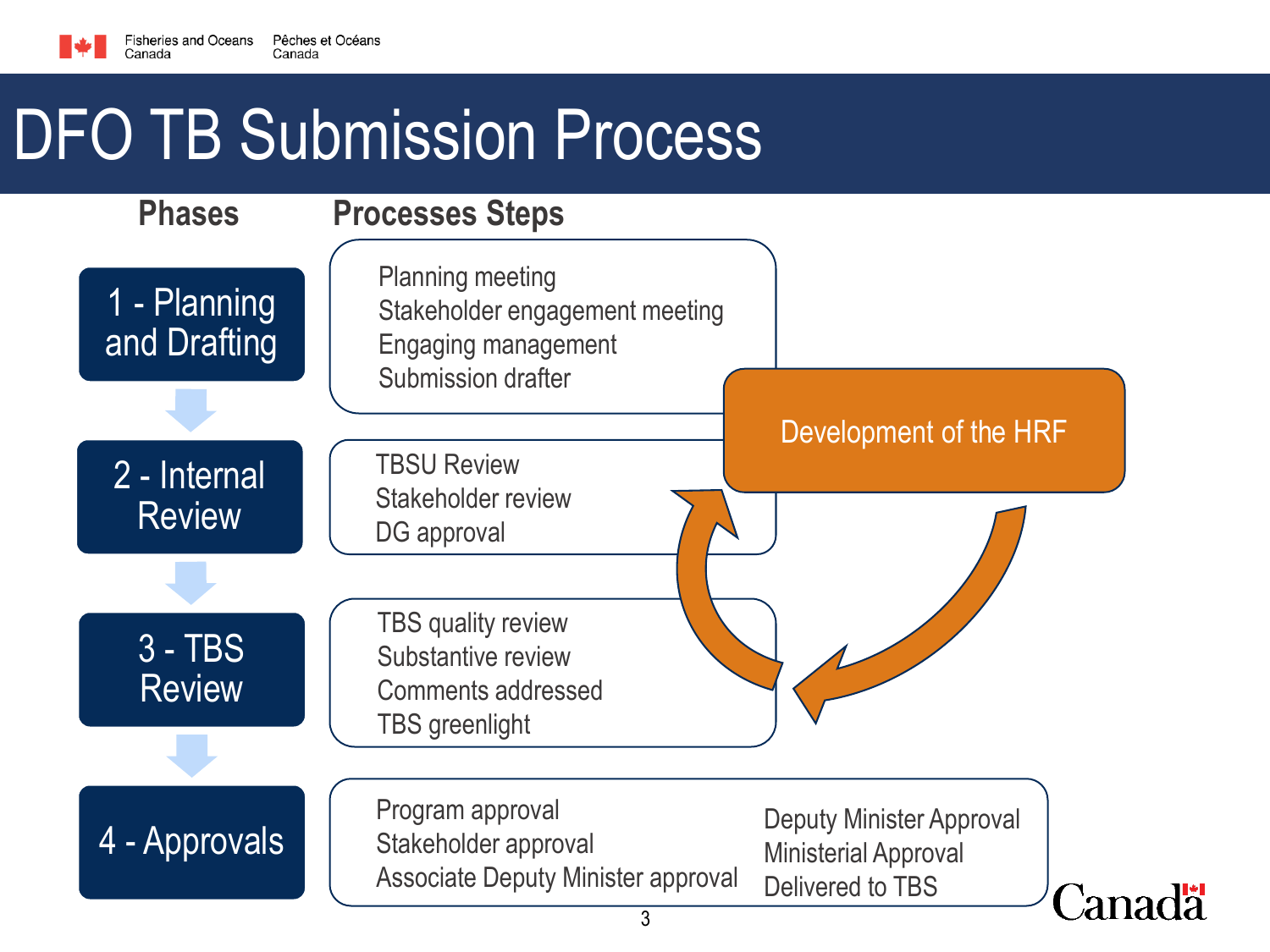# DFO TB Submission Process

| Phases | Processes Steps |
| --- | --- |
| 1 - Planning and Drafting | Planning meeting<br>Stakeholder engagement meeting<br>Engaging management<br>Submission drafter |
| 2 - Internal Review | TBSU Review<br>Stakeholder review<br>DG approval |
| 3 - TBS Review | TBS quality review<br>Substantive review<br>Comments addressed<br>TBS greenlight |
| 4 - Approvals | Program approval<br>Stakeholder approval<br>Associate Deputy Minister approval<br>Deputy Minister Approval<br>Ministerial Approval<br>Delivered to TBS |

Development of the HRF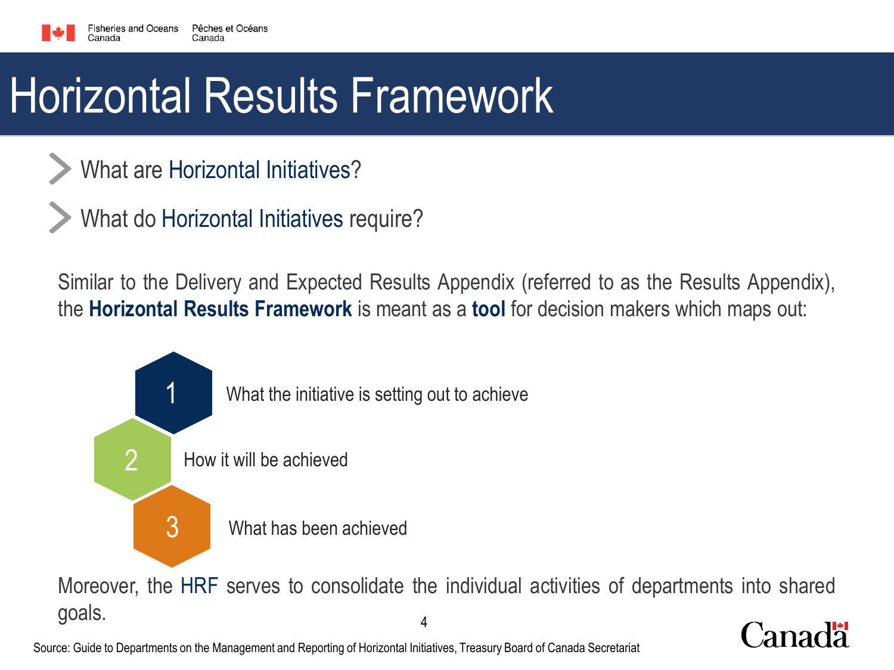# Horizontal Results Framework

- What are Horizontal Initiatives?
- What do Horizontal Initiatives require?

Similar to the Delivery and Expected Results Appendix (referred to as the Results Appendix), the **Horizontal Results Framework** is meant as a **tool** for decision makers which maps out:

1. What the initiative is setting out to achieve
2. How it will be achieved
3. What has been achieved

Moreover, the HRF serves to consolidate the individual activities of departments into shared goals.

Source: Guide to Departments on the Management and Reporting of Horizontal Initiatives, Treasury Board of Canada Secretariat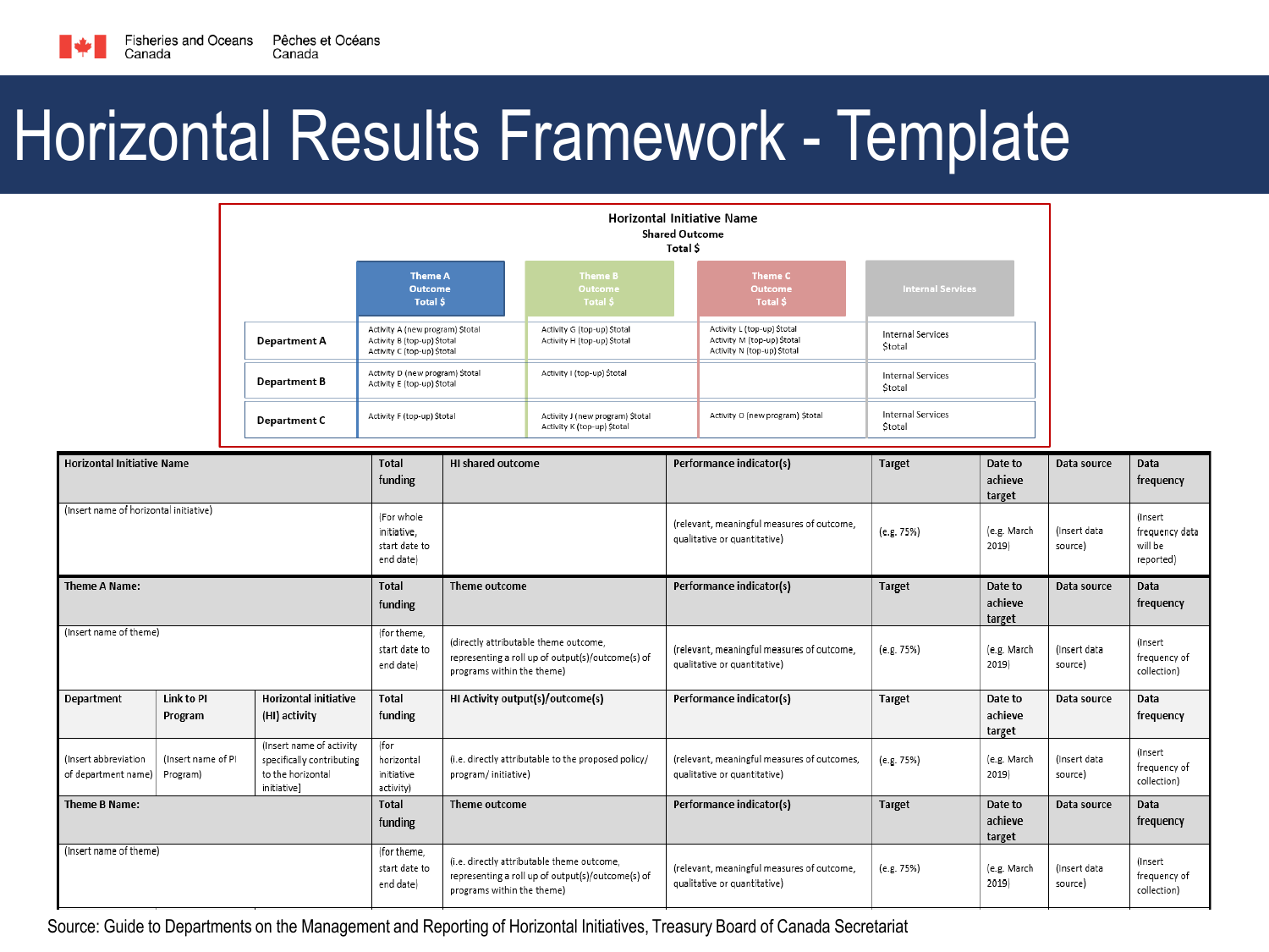# Horizontal Results Framework - Template

**Horizontal Initiative Name**
**Shared Outcome**
**Total $**

| | Theme A Outcome Total $ | Theme B Outcome Total $ | Theme C Outcome Total $ | Internal Services |
|---|---|---|---|---|
| **Department A** | Activity A (new program) $total<br>Activity B (top-up) $total<br>Activity C (top-up) $total | Activity G (top-up) $total<br>Activity H (top-up) $total | Activity L (top-up) $total<br>Activity M (top-up) $total<br>Activity N (top-up) $total | Internal Services $total |
| **Department B** | Activity D (new program) $total<br>Activity E (top-up) $total | Activity I (top-up) $total | | Internal Services $total |
| **Department C** | Activity F (top-up) $total | Activity J (new program) $total<br>Activity K (top-up) $total | Activity O (new program) $total | Internal Services $total |

| Horizontal Initiative Name | | | Total funding | HI shared outcome | Performance indicator(s) | Target | Date to achieve target | Data source | Data frequency |
|---|---|---|---|---|---|---|---|---|---|
| (Insert name of horizontal initiative) | | | (For whole initiative, start date to end date) | | (relevant, meaningful measures of outcome, qualitative or quantitative) | (e.g. 75%) | (e.g. March 2019) | (Insert data source) | (Insert frequency data will be reported) |
| **Theme A Name:** | | | **Total funding** | **Theme outcome** | **Performance indicator(s)** | **Target** | **Date to achieve target** | **Data source** | **Data frequency** |
| (Insert name of theme) | | | (for theme, start date to end date) | (directly attributable theme outcome, representing a roll up of output(s)/outcome(s) of programs within the theme) | (relevant, meaningful measures of outcome, qualitative or quantitative) | (e.g. 75%) | (e.g. March 2019) | (Insert data source) | (Insert frequency of collection) |
| **Department** | **Link to PI Program** | **Horizontal initiative (HI) activity** | **Total funding** | **HI Activity output(s)/outcome(s)** | **Performance indicator(s)** | **Target** | **Date to achieve target** | **Data source** | **Data frequency** |
| (Insert abbreviation of department name) | (Insert name of PI Program) | (Insert name of activity specifically contributing to the horizontal initiative] | (for horizontal initiative activity) | (i.e. directly attributable to the proposed policy/ program/ initiative) | (relevant, meaningful measures of outcomes, qualitative or quantitative) | (e.g. 75%) | (e.g. March 2019) | (Insert data source) | (Insert frequency of collection) |
| **Theme B Name:** | | | **Total funding** | **Theme outcome** | **Performance indicator(s)** | **Target** | **Date to achieve target** | **Data source** | **Data frequency** |
| (Insert name of theme) | | | (for theme, start date to end date) | (i.e. directly attributable theme outcome, representing a roll up of output(s)/outcome(s) of programs within the theme) | (relevant, meaningful measures of outcome, qualitative or quantitative) | (e.g. 75%) | (e.g. March 2019) | (Insert data source) | (Insert frequency of collection) |

Source: Guide to Departments on the Management and Reporting of Horizontal Initiatives, Treasury Board of Canada Secretariat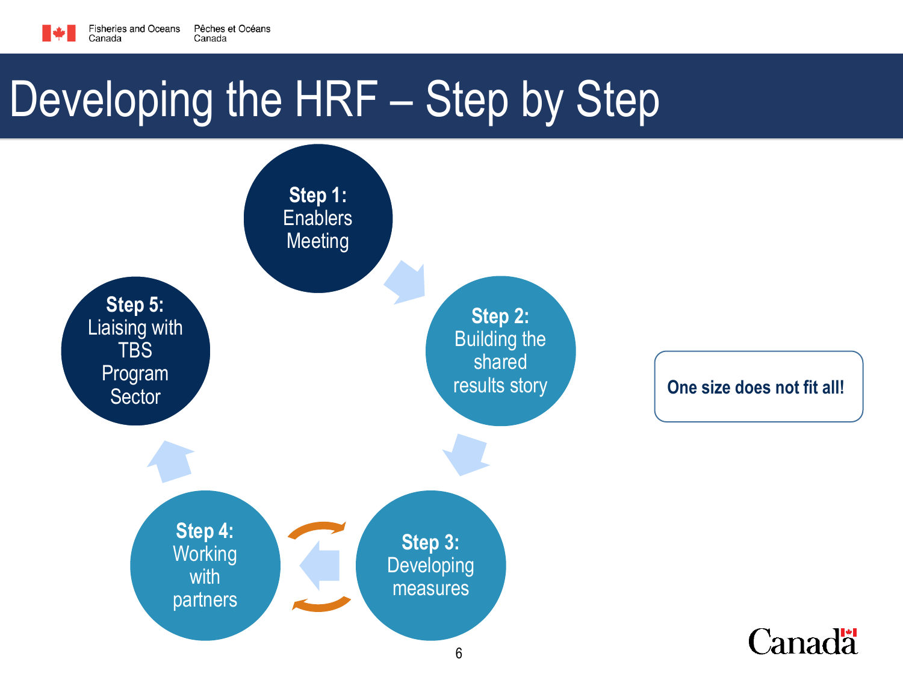# Developing the HRF – Step by Step

- **Step 1:** Enablers Meeting
- **Step 2:** Building the shared results story
- **Step 3:** Developing measures
- **Step 4:** Working with partners
- **Step 5:** Liaising with TBS Program Sector

**One size does not fit all!**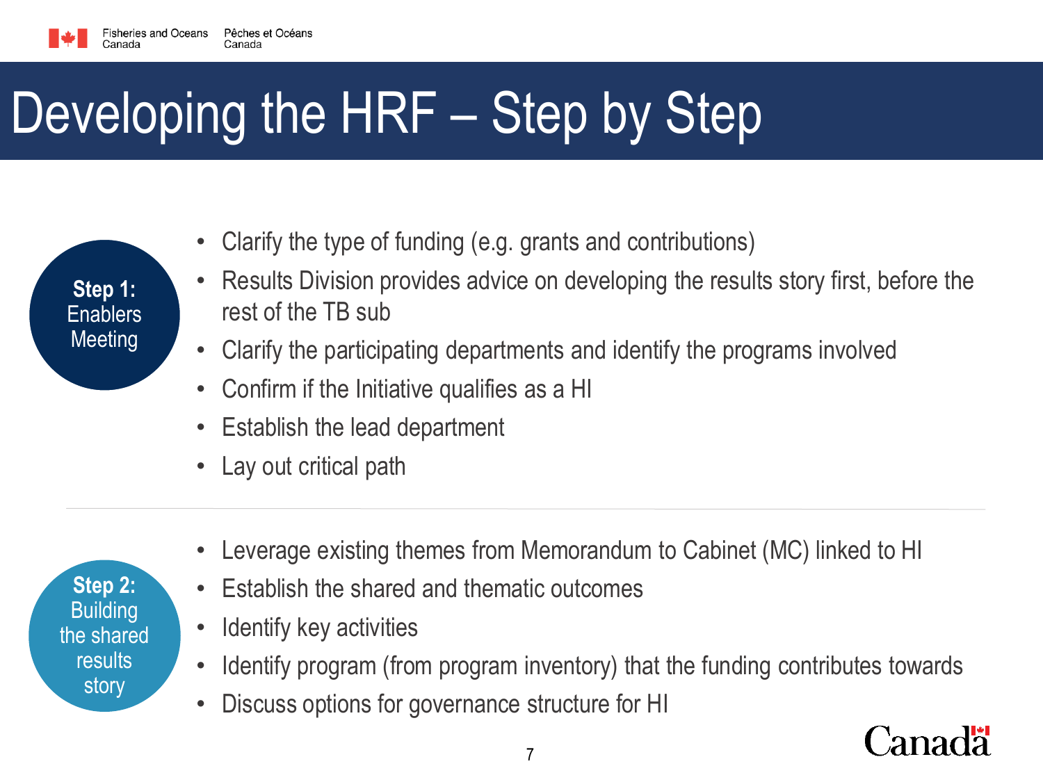# Developing the HRF – Step by Step

**Step 1:** Enablers Meeting

- Clarify the type of funding (e.g. grants and contributions)
- Results Division provides advice on developing the results story first, before the rest of the TB sub
- Clarify the participating departments and identify the programs involved
- Confirm if the Initiative qualifies as a HI
- Establish the lead department
- Lay out critical path

**Step 2:** Building the shared results story

- Leverage existing themes from Memorandum to Cabinet (MC) linked to HI
- Establish the shared and thematic outcomes
- Identify key activities
- Identify program (from program inventory) that the funding contributes towards
- Discuss options for governance structure for HI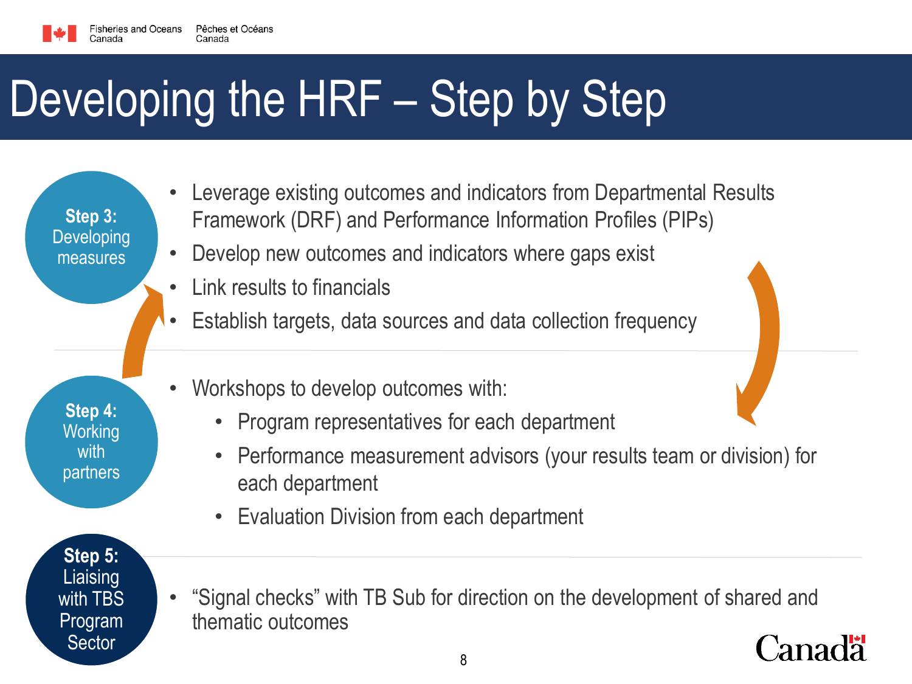# Developing the HRF – Step by Step

**Step 3:** Developing measures

- Leverage existing outcomes and indicators from Departmental Results Framework (DRF) and Performance Information Profiles (PIPs)
- Develop new outcomes and indicators where gaps exist
- Link results to financials
- Establish targets, data sources and data collection frequency

**Step 4:** Working with partners

- Workshops to develop outcomes with:
  - Program representatives for each department
  - Performance measurement advisors (your results team or division) for each department
  - Evaluation Division from each department

**Step 5:** Liaising with TBS Program Sector

- "Signal checks" with TB Sub for direction on the development of shared and thematic outcomes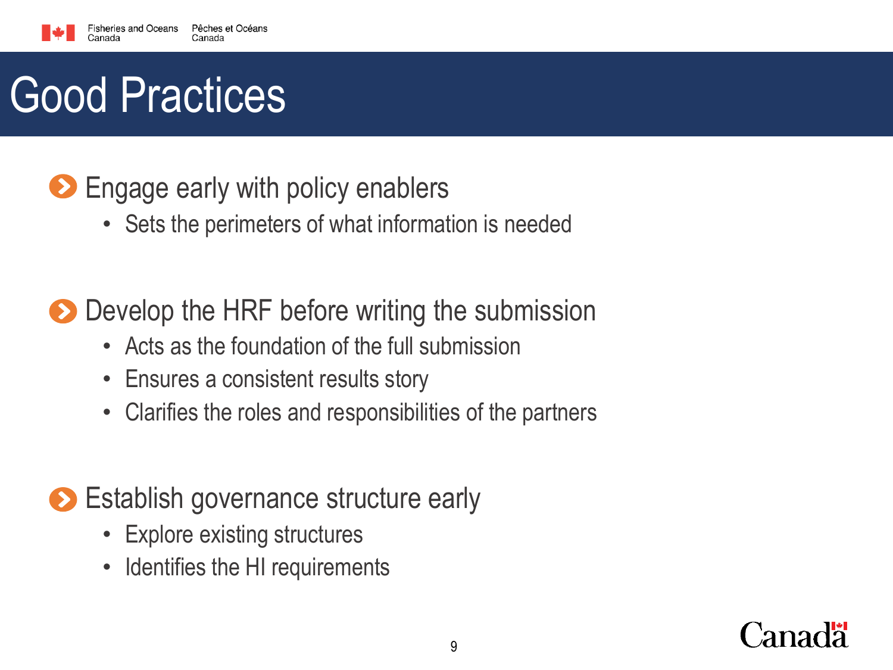# Good Practices

- **Engage early with policy enablers**
  - Sets the perimeters of what information is needed

- **Develop the HRF before writing the submission**
  - Acts as the foundation of the full submission
  - Ensures a consistent results story
  - Clarifies the roles and responsibilities of the partners

- **Establish governance structure early**
  - Explore existing structures
  - Identifies the HI requirements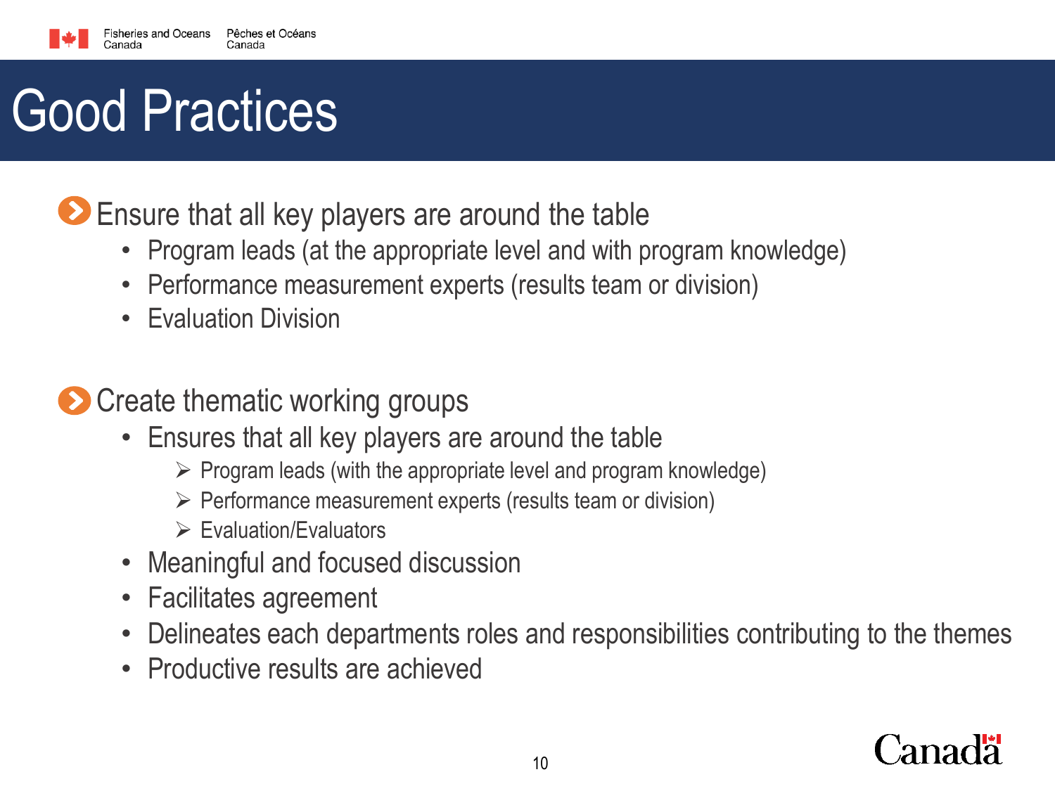# Good Practices

- Ensure that all key players are around the table
  - Program leads (at the appropriate level and with program knowledge)
  - Performance measurement experts (results team or division)
  - Evaluation Division

- Create thematic working groups
  - Ensures that all key players are around the table
    - Program leads (with the appropriate level and program knowledge)
    - Performance measurement experts (results team or division)
    - Evaluation/Evaluators
  - Meaningful and focused discussion
  - Facilitates agreement
  - Delineates each departments roles and responsibilities contributing to the themes
  - Productive results are achieved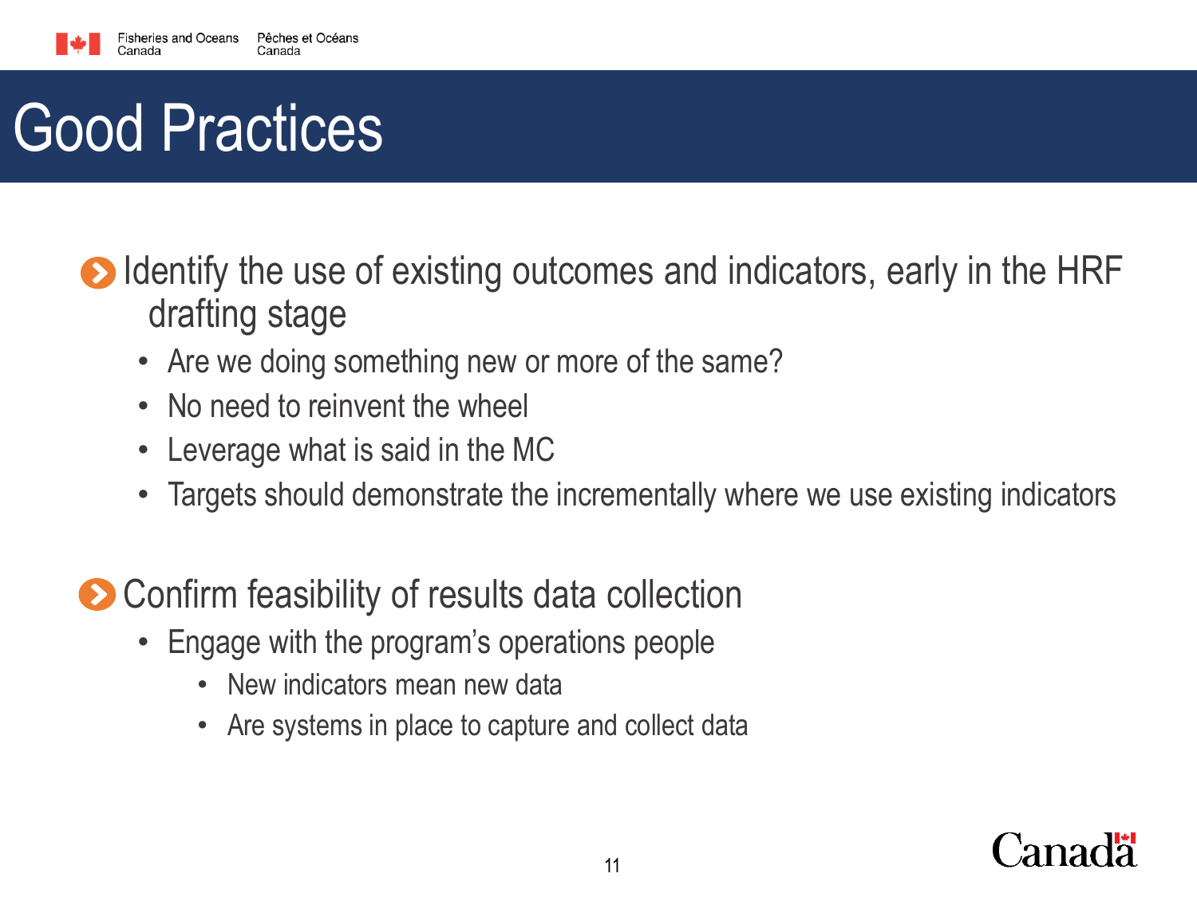# Good Practices

- Identify the use of existing outcomes and indicators, early in the HRF drafting stage
  - Are we doing something new or more of the same?
  - No need to reinvent the wheel
  - Leverage what is said in the MC
  - Targets should demonstrate the incrementally where we use existing indicators

- Confirm feasibility of results data collection
  - Engage with the program's operations people
    - New indicators mean new data
    - Are systems in place to capture and collect data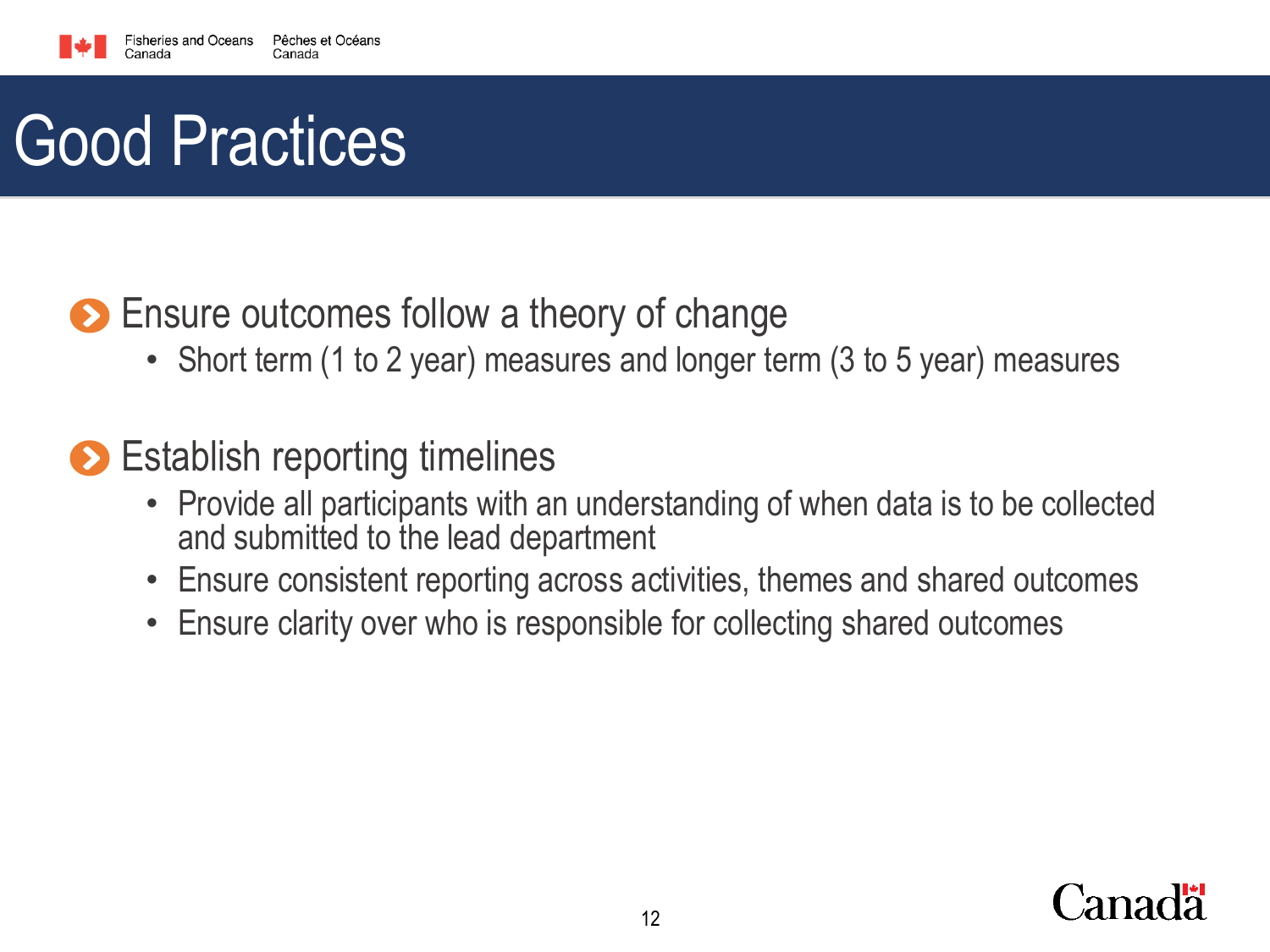# Good Practices

- Ensure outcomes follow a theory of change
  - Short term (1 to 2 year) measures and longer term (3 to 5 year) measures
- Establish reporting timelines
  - Provide all participants with an understanding of when data is to be collected and submitted to the lead department
  - Ensure consistent reporting across activities, themes and shared outcomes
  - Ensure clarity over who is responsible for collecting shared outcomes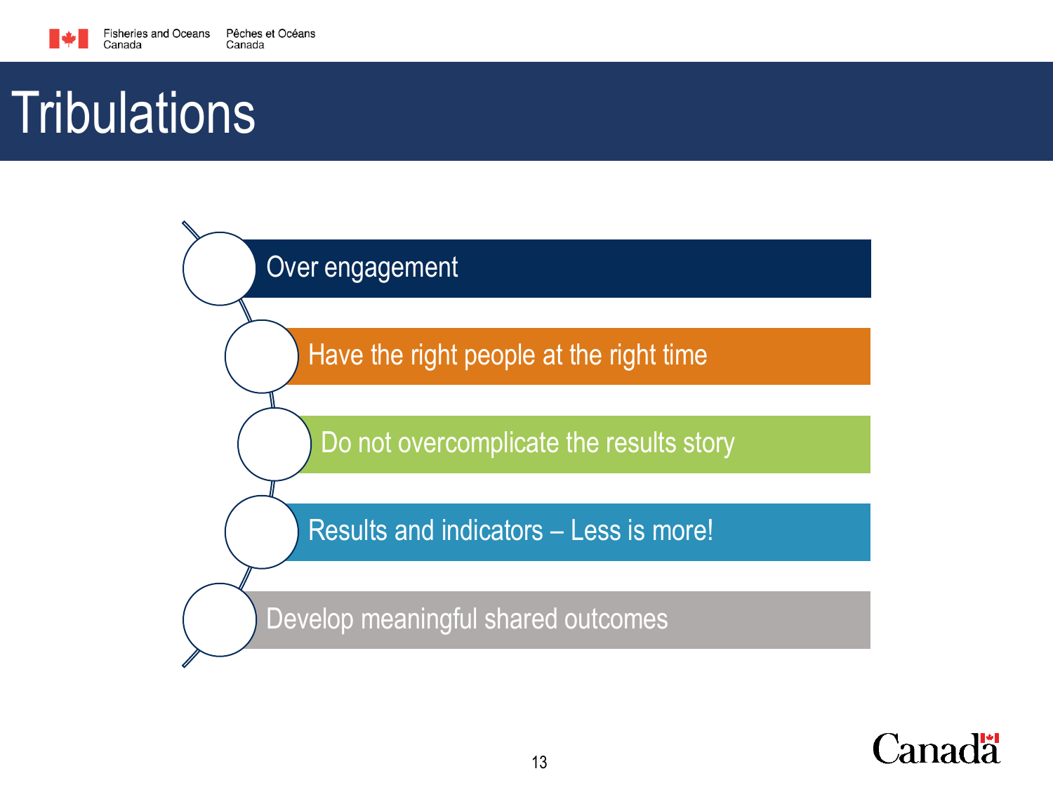# Tribulations

- Over engagement
- Have the right people at the right time
- Do not overcomplicate the results story
- Results and indicators – Less is more!
- Develop meaningful shared outcomes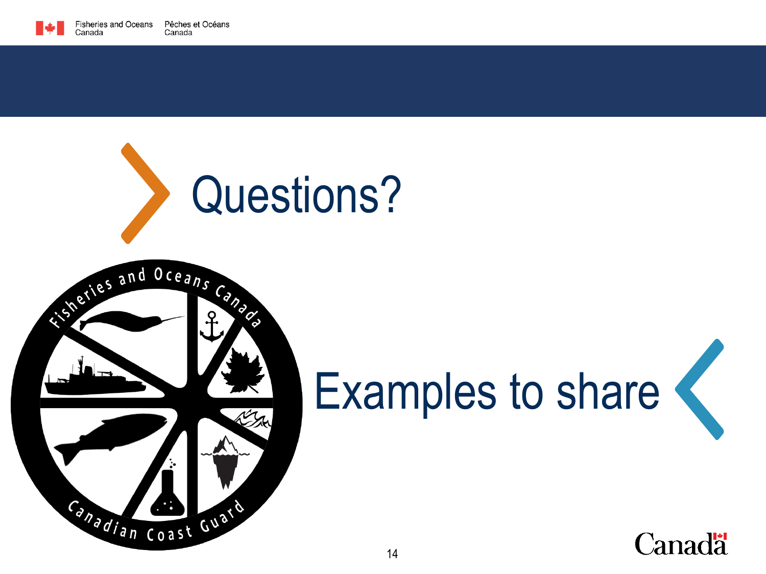# Questions?

# Examples to share